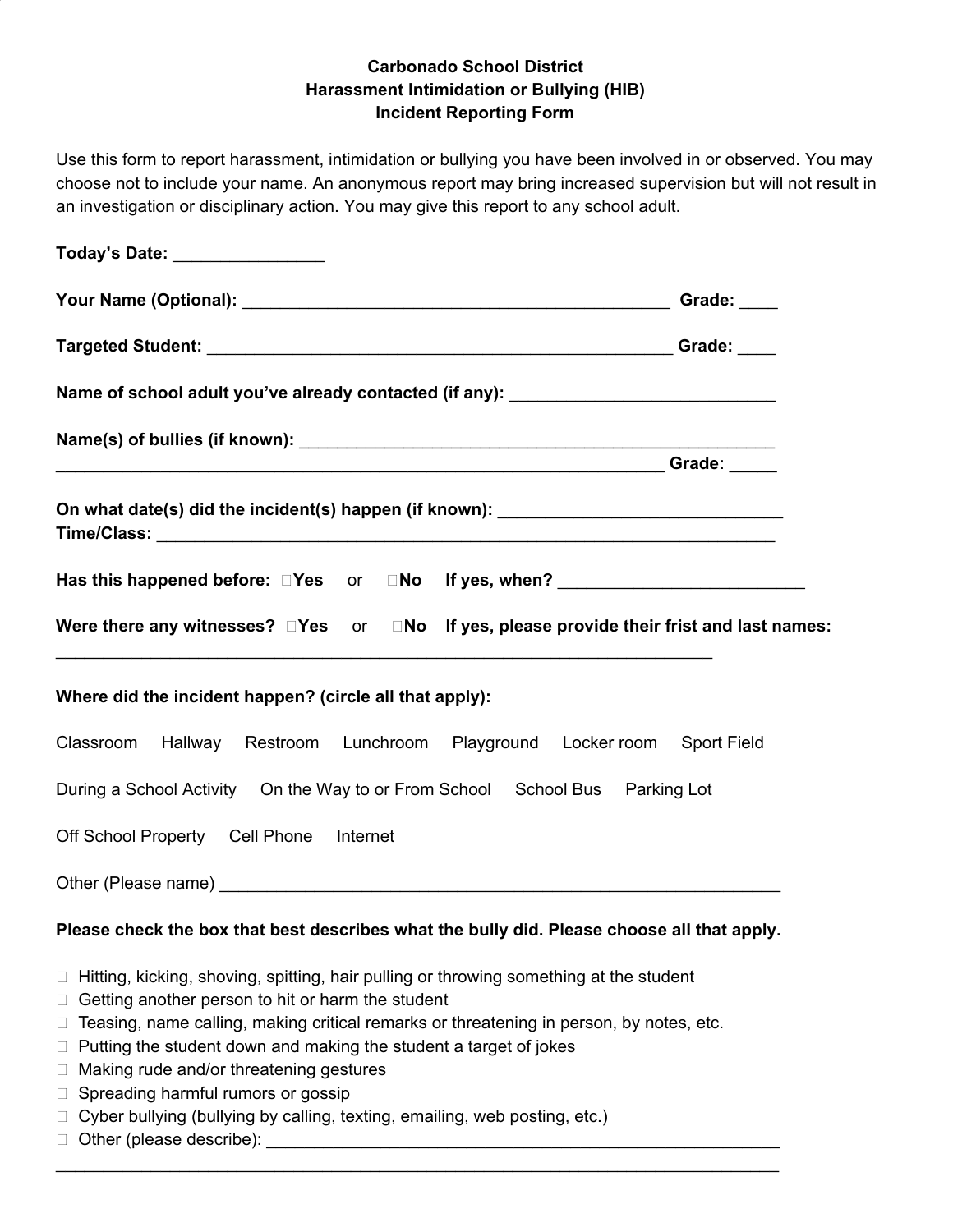**Carbonado School District**
**Harassment Intimidation or Bullying (HIB)**
**Incident Reporting Form**

Use this form to report harassment, intimidation or bullying you have been involved in or observed. You may choose not to include your name. An anonymous report may bring increased supervision but will not result in an investigation or disciplinary action. You may give this report to any school adult.

**Today's Date:** ________________

**Your Name (Optional):** ______________________________________________ **Grade:** ____

**Targeted Student:** __________________________________________________ **Grade:** ____

**Name of school adult you've already contacted (if any):** ___________________________

**Name(s) of bullies (if known):** ________________________________________________
__________________________________________________________________ **Grade:** _____

**On what date(s) did the incident(s) happen (if known):** ______________________________
**Time/Class:** __________________________________________________________________

**Has this happened before:** ☐**Yes** or ☐**No** **If yes, when?** __________________________

**Were there any witnesses?** ☐**Yes** or ☐**No** **If yes, please provide their frist and last names:**
________________________________________________________________________

**Where did the incident happen? (circle all that apply):**

Classroom Hallway Restroom Lunchroom Playground Locker room Sport Field

During a School Activity On the Way to or From School School Bus Parking Lot

Off School Property Cell Phone Internet

Other (Please name) ___________________________________________________________

**Please check the box that best describes what the bully did. Please choose all that apply.**

- ☐ Hitting, kicking, shoving, spitting, hair pulling or throwing something at the student
- ☐ Getting another person to hit or harm the student
- ☐ Teasing, name calling, making critical remarks or threatening in person, by notes, etc.
- ☐ Putting the student down and making the student a target of jokes
- ☐ Making rude and/or threatening gestures
- ☐ Spreading harmful rumors or gossip
- ☐ Cyber bullying (bullying by calling, texting, emailing, web posting, etc.)
- ☐ Other (please describe): ________________________________________________________

________________________________________________________________________________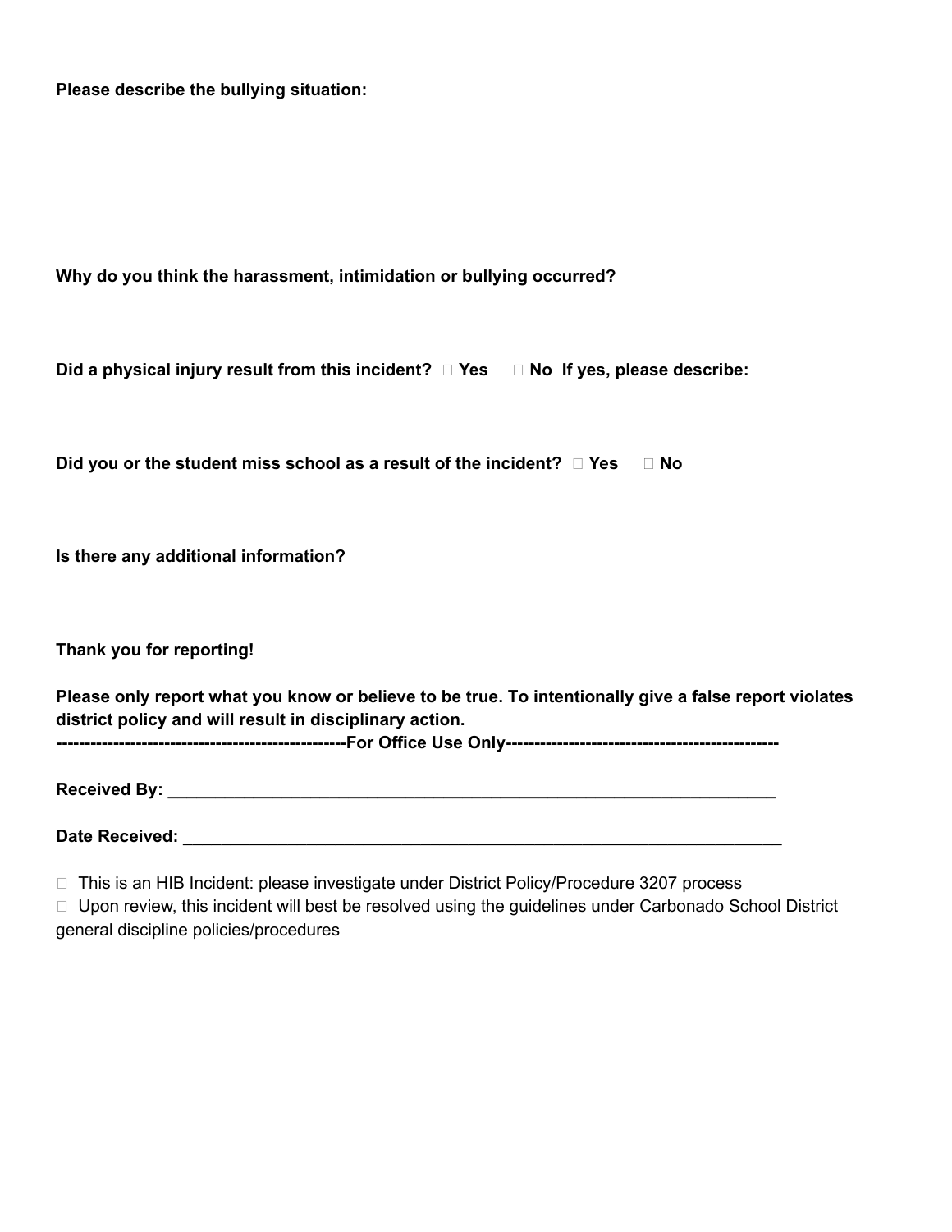**Please describe the bullying situation:**

**Why do you think the harassment, intimidation or bullying occurred?**

**Did a physical injury result from this incident?** ☐ **Yes** ☐ **No If yes, please describe:**

**Did you or the student miss school as a result of the incident?** ☐ **Yes** ☐ **No**

**Is there any additional information?**

**Thank you for reporting!**

**Please only report what you know or believe to be true. To intentionally give a false report violates district policy and will result in disciplinary action.**

**--------------------------------------------------For Office Use Only----------------------------------------------**

**Received By: ______________________________________________________________**

**Date Received: _____________________________________________________________**

☐ This is an HIB Incident: please investigate under District Policy/Procedure 3207 process

☐ Upon review, this incident will best be resolved using the guidelines under Carbonado School District general discipline policies/procedures